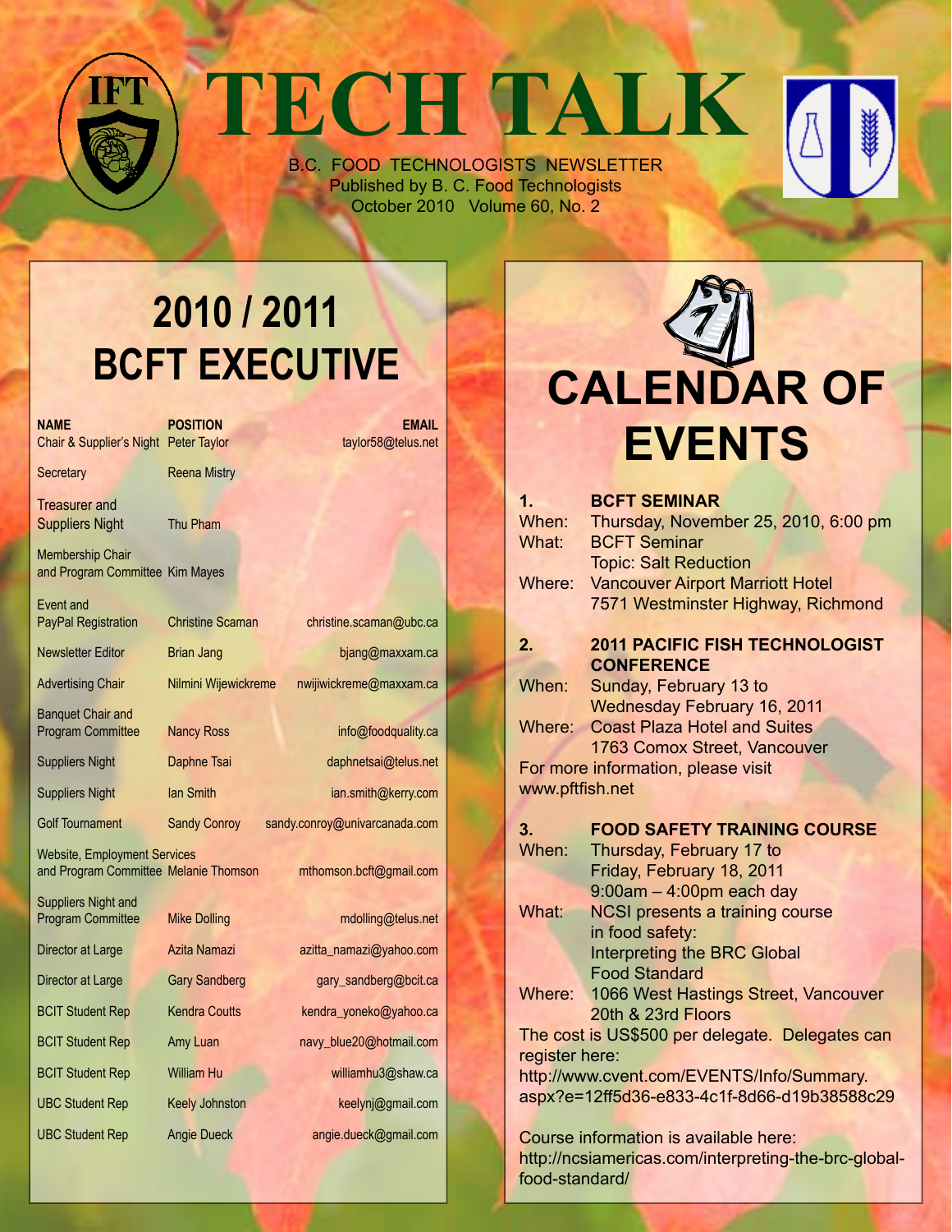# TECH TALK

B.C. FOOD TECHNOLOGISTS NEWSLETTER
Published by B. C. Food Technologists
October 2010 Volume 60, No. 2

## 2010 / 2011 BCFT EXECUTIVE

| NAME | POSITION | EMAIL |
|---|---|---|
| Chair & Supplier's Night | Peter Taylor | taylor58@telus.net |
| Secretary | Reena Mistry | |
| Treasurer and Suppliers Night | Thu Pham | |
| Membership Chair and Program Committee | Kim Mayes | |
| Event and PayPal Registration | Christine Scaman | christine.scaman@ubc.ca |
| Newsletter Editor | Brian Jang | bjang@maxxam.ca |
| Advertising Chair | Nilmini Wijewickreme | nwijiwickreme@maxxam.ca |
| Banquet Chair and Program Committee | Nancy Ross | info@foodquality.ca |
| Suppliers Night | Daphne Tsai | daphnetsai@telus.net |
| Suppliers Night | Ian Smith | ian.smith@kerry.com |
| Golf Tournament | Sandy Conroy | sandy.conroy@univarcanada.com |
| Website, Employment Services and Program Committee | Melanie Thomson | mthomson.bcft@gmail.com |
| Suppliers Night and Program Committee | Mike Dolling | mdolling@telus.net |
| Director at Large | Azita Namazi | azitta_namazi@yahoo.com |
| Director at Large | Gary Sandberg | gary_sandberg@bcit.ca |
| BCIT Student Rep | Kendra Coutts | kendra_yoneko@yahoo.ca |
| BCIT Student Rep | Amy Luan | navy_blue20@hotmail.com |
| BCIT Student Rep | William Hu | williamhu3@shaw.ca |
| UBC Student Rep | Keely Johnston | keelynj@gmail.com |
| UBC Student Rep | Angie Dueck | angie.dueck@gmail.com |

## CALENDAR OF EVENTS

**1. BCFT SEMINAR**

When: Thursday, November 25, 2010, 6:00 pm
What: BCFT Seminar
Topic: Salt Reduction
Where: Vancouver Airport Marriott Hotel
7571 Westminster Highway, Richmond

**2. 2011 PACIFIC FISH TECHNOLOGIST CONFERENCE**

When: Sunday, February 13 to Wednesday February 16, 2011
Where: Coast Plaza Hotel and Suites
1763 Comox Street, Vancouver

For more information, please visit www.pftfish.net

**3. FOOD SAFETY TRAINING COURSE**

When: Thursday, February 17 to Friday, February 18, 2011
9:00am – 4:00pm each day
What: NCSI presents a training course in food safety:
Interpreting the BRC Global Food Standard
Where: 1066 West Hastings Street, Vancouver
20th & 23rd Floors

The cost is US$500 per delegate. Delegates can register here:
http://www.cvent.com/EVENTS/Info/Summary.aspx?e=12ff5d36-e833-4c1f-8d66-d19b38588c29

Course information is available here:
http://ncsiamericas.com/interpreting-the-brc-global-food-standard/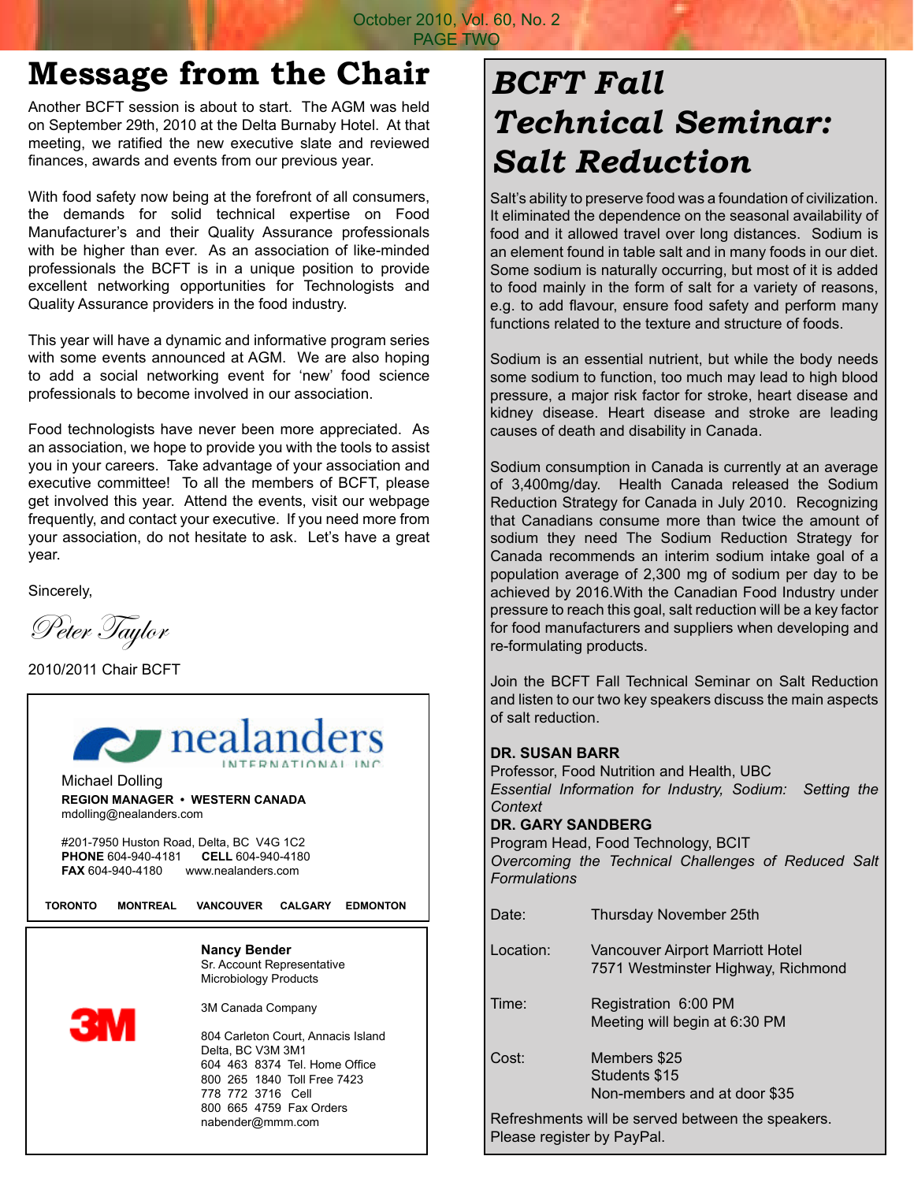# Message from the Chair

Another BCFT session is about to start. The AGM was held on September 29th, 2010 at the Delta Burnaby Hotel. At that meeting, we ratified the new executive slate and reviewed finances, awards and events from our previous year.

With food safety now being at the forefront of all consumers, the demands for solid technical expertise on Food Manufacturer's and their Quality Assurance professionals with be higher than ever. As an association of like-minded professionals the BCFT is in a unique position to provide excellent networking opportunities for Technologists and Quality Assurance providers in the food industry.

This year will have a dynamic and informative program series with some events announced at AGM. We are also hoping to add a social networking event for 'new' food science professionals to become involved in our association.

Food technologists have never been more appreciated. As an association, we hope to provide you with the tools to assist you in your careers. Take advantage of your association and executive committee! To all the members of BCFT, please get involved this year. Attend the events, visit our webpage frequently, and contact your executive. If you need more from your association, do not hesitate to ask. Let's have a great year.

Sincerely,

*Peter Taylor*

2010/2011 Chair BCFT

---

nealanders INTERNATIONAL INC

Michael Dolling
**REGION MANAGER • WESTERN CANADA**
mdolling@nealanders.com

#201-7950 Huston Road, Delta, BC V4G 1C2
**PHONE** 604-940-4181 **CELL** 604-940-4180
**FAX** 604-940-4180 www.nealanders.com

**TORONTO MONTREAL VANCOUVER CALGARY EDMONTON**

---

3M

**Nancy Bender**
Sr. Account Representative
Microbiology Products

3M Canada Company

804 Carleton Court, Annacis Island
Delta, BC V3M 3M1
604 463 8374 Tel. Home Office
800 265 1840 Toll Free 7423
778 772 3716 Cell
800 665 4759 Fax Orders
nabender@mmm.com

---

# *BCFT Fall Technical Seminar: Salt Reduction*

Salt's ability to preserve food was a foundation of civilization. It eliminated the dependence on the seasonal availability of food and it allowed travel over long distances. Sodium is an element found in table salt and in many foods in our diet. Some sodium is naturally occurring, but most of it is added to food mainly in the form of salt for a variety of reasons, e.g. to add flavour, ensure food safety and perform many functions related to the texture and structure of foods.

Sodium is an essential nutrient, but while the body needs some sodium to function, too much may lead to high blood pressure, a major risk factor for stroke, heart disease and kidney disease. Heart disease and stroke are leading causes of death and disability in Canada.

Sodium consumption in Canada is currently at an average of 3,400mg/day. Health Canada released the Sodium Reduction Strategy for Canada in July 2010. Recognizing that Canadians consume more than twice the amount of sodium they need The Sodium Reduction Strategy for Canada recommends an interim sodium intake goal of a population average of 2,300 mg of sodium per day to be achieved by 2016.With the Canadian Food Industry under pressure to reach this goal, salt reduction will be a key factor for food manufacturers and suppliers when developing and re-formulating products.

Join the BCFT Fall Technical Seminar on Salt Reduction and listen to our two key speakers discuss the main aspects of salt reduction.

**DR. SUSAN BARR**
Professor, Food Nutrition and Health, UBC
*Essential Information for Industry, Sodium: Setting the Context*

**DR. GARY SANDBERG**
Program Head, Food Technology, BCIT
*Overcoming the Technical Challenges of Reduced Salt Formulations*

| | |
|---|---|
| Date: | Thursday November 25th |
| Location: | Vancouver Airport Marriott Hotel<br>7571 Westminster Highway, Richmond |
| Time: | Registration 6:00 PM<br>Meeting will begin at 6:30 PM |
| Cost: | Members $25<br>Students $15<br>Non-members and at door $35 |

Refreshments will be served between the speakers.
Please register by PayPal.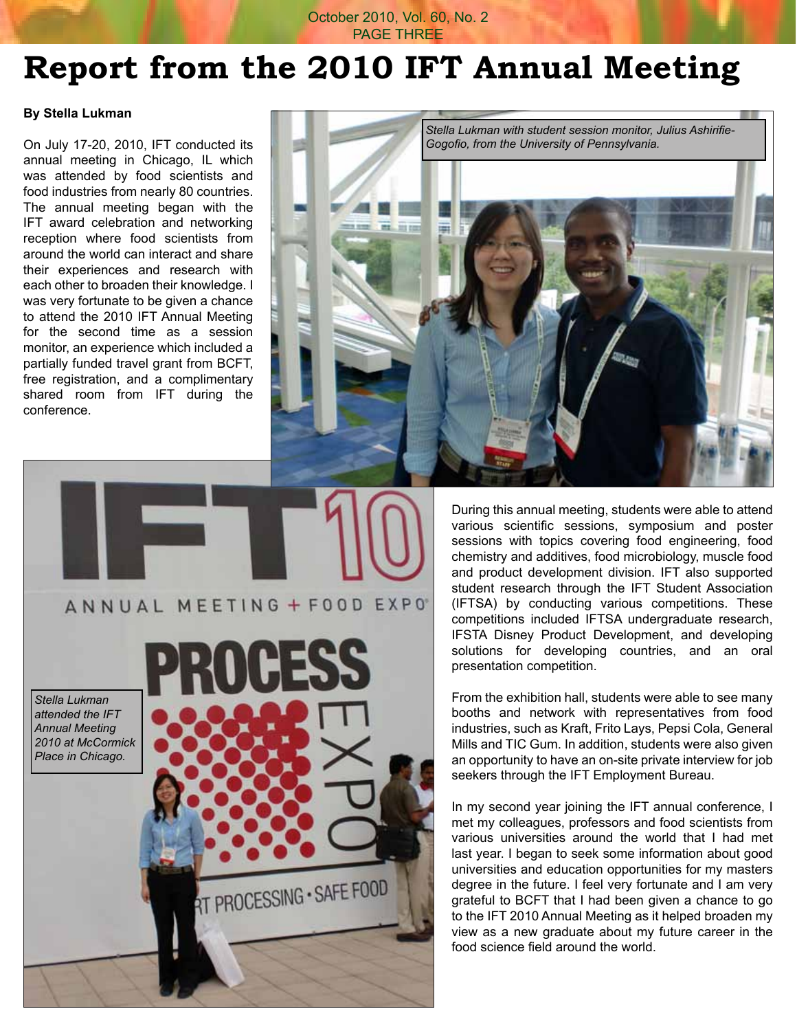# Report from the 2010 IFT Annual Meeting

**By Stella Lukman**

On July 17-20, 2010, IFT conducted its annual meeting in Chicago, IL which was attended by food scientists and food industries from nearly 80 countries. The annual meeting began with the IFT award celebration and networking reception where food scientists from around the world can interact and share their experiences and research with each other to broaden their knowledge. I was very fortunate to be given a chance to attend the 2010 IFT Annual Meeting for the second time as a session monitor, an experience which included a partially funded travel grant from BCFT, free registration, and a complimentary shared room from IFT during the conference.

*Stella Lukman with student session monitor, Julius Ashirifie-Gogofio, from the University of Pennsylvania.*

*Stella Lukman attended the IFT Annual Meeting 2010 at McCormick Place in Chicago.*

During this annual meeting, students were able to attend various scientific sessions, symposium and poster sessions with topics covering food engineering, food chemistry and additives, food microbiology, muscle food and product development division. IFT also supported student research through the IFT Student Association (IFTSA) by conducting various competitions. These competitions included IFTSA undergraduate research, IFSTA Disney Product Development, and developing solutions for developing countries, and an oral presentation competition.

From the exhibition hall, students were able to see many booths and network with representatives from food industries, such as Kraft, Frito Lays, Pepsi Cola, General Mills and TIC Gum. In addition, students were also given an opportunity to have an on-site private interview for job seekers through the IFT Employment Bureau.

In my second year joining the IFT annual conference, I met my colleagues, professors and food scientists from various universities around the world that I had met last year. I began to seek some information about good universities and education opportunities for my masters degree in the future. I feel very fortunate and I am very grateful to BCFT that I had been given a chance to go to the IFT 2010 Annual Meeting as it helped broaden my view as a new graduate about my future career in the food science field around the world.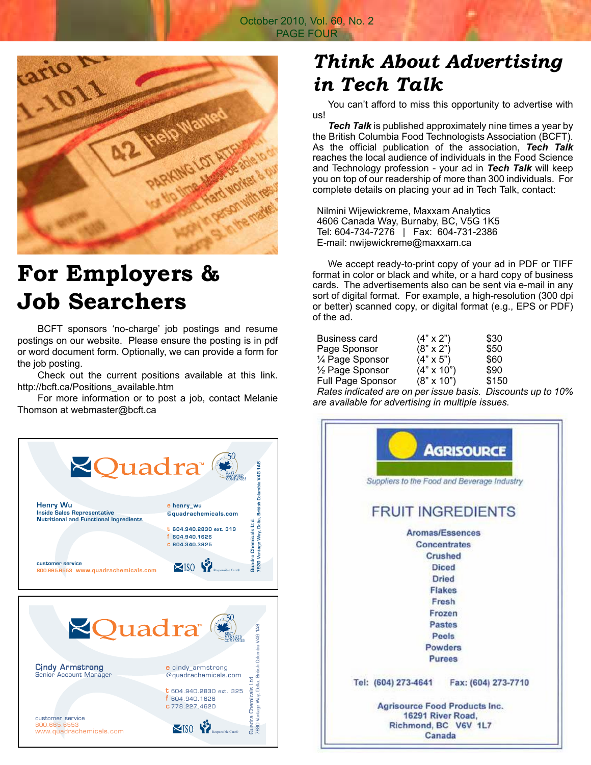## For Employers & Job Searchers

BCFT sponsors 'no-charge' job postings and resume postings on our website. Please ensure the posting is in pdf or word document form. Optionally, we can provide a form for the job posting.

Check out the current positions available at this link. http://bcft.ca/Positions_available.htm

For more information or to post a job, contact Melanie Thomson at webmaster@bcft.ca

Quadra™ — 50 Best Managed Companies

**Henry Wu**
Inside Sales Representative
Nutritional and Functional Ingredients

e henry_wu@quadrachemicals.com
t 604.940.2830 ext. 319
f 604.940.1626
c 604.340.3925

customer service
800.665.6553 www.quadrachemicals.com

Quadra Chemicals Ltd.
7930 Vantage Way, Delta, British Columbia V4G 1A8

ISO · Responsible Care®

Quadra™ — 50 Best Managed Companies

**Cindy Armstrong**
Senior Account Manager

e cindy_armstrong@quadrachemicals.com
t 604.940.2830 ext. 325
f 604.940.1626
c 778.227.4620

customer service
800.665.6553
www.quadrachemicals.com

Quadra Chemicals Ltd.
7930 Vantage Way, Delta, British Columbia V4G 1A8

ISO · Responsible Care®

## *Think About Advertising in Tech Talk*

You can't afford to miss this opportunity to advertise with us!

***Tech Talk*** is published approximately nine times a year by the British Columbia Food Technologists Association (BCFT). As the official publication of the association, ***Tech Talk*** reaches the local audience of individuals in the Food Science and Technology profession - your ad in ***Tech Talk*** will keep you on top of our readership of more than 300 individuals. For complete details on placing your ad in Tech Talk, contact:

Nilmini Wijewickreme, Maxxam Analytics
4606 Canada Way, Burnaby, BC, V5G 1K5
Tel: 604-734-7276 | Fax: 604-731-2386
E-mail: nwijewickreme@maxxam.ca

We accept ready-to-print copy of your ad in PDF or TIFF format in color or black and white, or a hard copy of business cards. The advertisements also can be sent via e-mail in any sort of digital format. For example, a high-resolution (300 dpi or better) scanned copy, or digital format (e.g., EPS or PDF) of the ad.

| | | |
|---|---|---|
| Business card | (4" x 2") | $30 |
| Page Sponsor | (8" x 2") | $50 |
| ¼ Page Sponsor | (4" x 5") | $60 |
| ½ Page Sponsor | (4" x 10") | $90 |
| Full Page Sponsor | (8" x 10") | $150 |

*Rates indicated are on per issue basis. Discounts up to 10% are available for advertising in multiple issues.*

**AGRISOURCE**
*Suppliers to the Food and Beverage Industry*

FRUIT INGREDIENTS

Aromas/Essences
Concentrates
Crushed
Diced
Dried
Flakes
Fresh
Frozen
Pastes
Peels
Powders
Purees

Tel: (604) 273-4641 Fax: (604) 273-7710

Agrisource Food Products Inc.
16291 River Road,
Richmond, BC V6V 1L7
Canada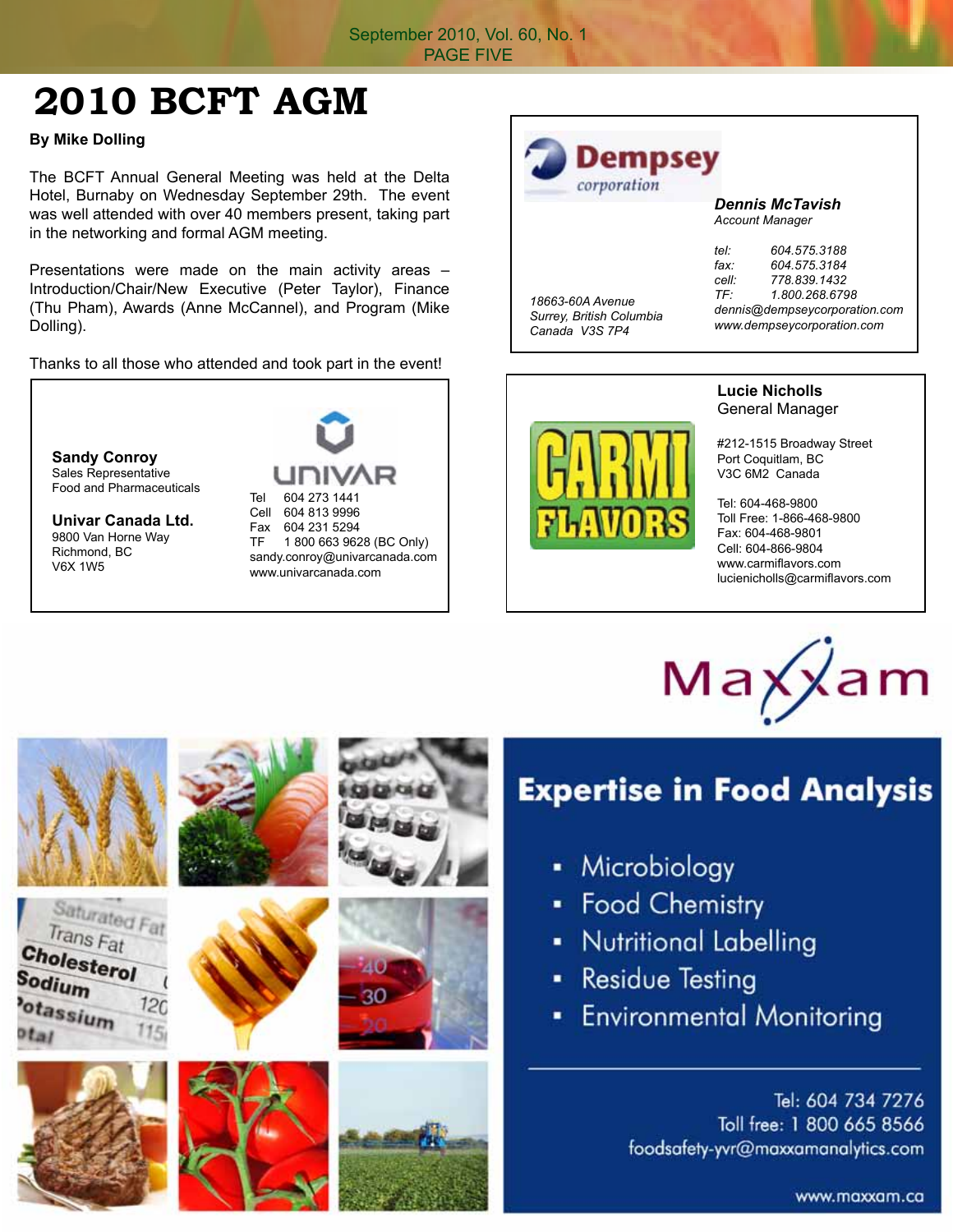# 2010 BCFT AGM

**By Mike Dolling**

The BCFT Annual General Meeting was held at the Delta Hotel, Burnaby on Wednesday September 29th. The event was well attended with over 40 members present, taking part in the networking and formal AGM meeting.

Presentations were made on the main activity areas – Introduction/Chair/New Executive (Peter Taylor), Finance (Thu Pham), Awards (Anne McCannel), and Program (Mike Dolling).

Thanks to all those who attended and took part in the event!

---

**Sandy Conroy**
Sales Representative
Food and Pharmaceuticals

**Univar Canada Ltd.**
9800 Van Horne Way
Richmond, BC
V6X 1W5

UNIVAR
Tel 604 273 1441
Cell 604 813 9996
Fax 604 231 5294
TF 1 800 663 9628 (BC Only)
sandy.conroy@univarcanada.com
www.univarcanada.com

---

**Dempsey** corporation

***Dennis McTavish***
*Account Manager*

*tel: 604.575.3188*
*fax: 604.575.3184*
*cell: 778.839.1432*
*TF: 1.800.268.6798*
*dennis@dempseycorporation.com*
*www.dempseycorporation.com*

*18663-60A Avenue*
*Surrey, British Columbia*
*Canada V3S 7P4*

---

CARMI FLAVORS

**Lucie Nicholls**
General Manager

#212-1515 Broadway Street
Port Coquitlam, BC
V3C 6M2 Canada

Tel: 604-468-9800
Toll Free: 1-866-468-9800
Fax: 604-468-9801
Cell: 604-866-9804
www.carmiflavors.com
lucienicholls@carmiflavors.com

---

Maxxam

**Expertise in Food Analysis**

- Microbiology
- Food Chemistry
- Nutritional Labelling
- Residue Testing
- Environmental Monitoring

Tel: 604 734 7276
Toll free: 1 800 665 8566
foodsafety-yvr@maxxamanalytics.com

www.maxxam.ca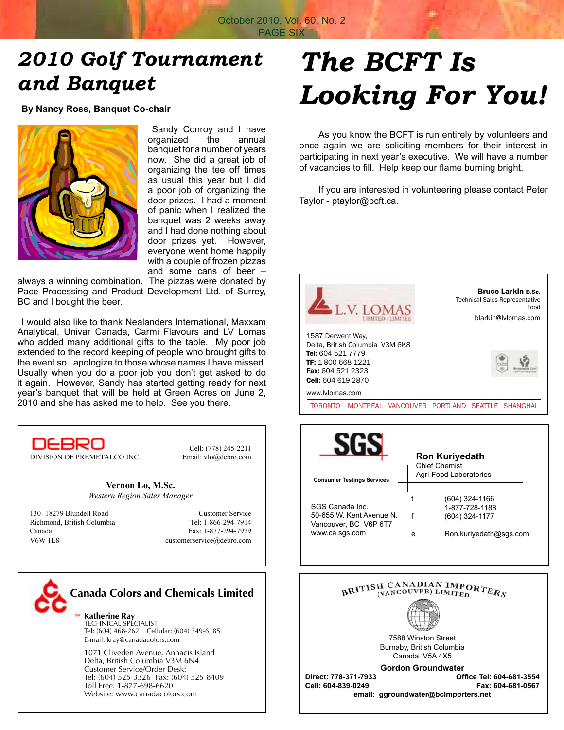# 2010 Golf Tournament and Banquet

**By Nancy Ross, Banquet Co-chair**

Sandy Conroy and I have organized the annual banquet for a number of years now. She did a great job of organizing the tee off times as usual this year but I did a poor job of organizing the door prizes. I had a moment of panic when I realized the banquet was 2 weeks away and I had done nothing about door prizes yet. However, everyone went home happily with a couple of frozen pizzas and some cans of beer – always a winning combination. The pizzas were donated by Pace Processing and Product Development Ltd. of Surrey, BC and I bought the beer.

I would also like to thank Nealanders International, Maxxam Analytical, Univar Canada, Carmi Flavours and LV Lomas who added many additional gifts to the table. My poor job extended to the record keeping of people who brought gifts to the event so I apologize to those whose names I have missed. Usually when you do a poor job you don't get asked to do it again. However, Sandy has started getting ready for next year's banquet that will be held at Green Acres on June 2, 2010 and she has asked me to help. See you there.

# The BCFT Is Looking For You!

As you know the BCFT is run entirely by volunteers and once again we are soliciting members for their interest in participating in next year's executive. We will have a number of vacancies to fill. Help keep our flame burning bright.

If you are interested in volunteering please contact Peter Taylor - ptaylor@bcft.ca.

---

**L.V. LOMAS** LIMITED / LIMITÉE

**Bruce Larkin B.Sc.**
Technical Sales Representative
Food
blarkin@lvlomas.com

1587 Derwent Way,
Delta, British Columbia V3M 6K8
**Tel:** 604 521 7779
**TF:** 1 800 668 1221
**Fax:** 604 521 2323
**Cell:** 604 619 2870
www.lvlomas.com

TORONTO MONTREAL VANCOUVER PORTLAND SEATTLE SHANGHAI

---

**DEBRO**
DIVISION OF PREMETALCO INC.

Cell: (778) 245-2211
Email: vlo@debro.com

**Vernon Lo, M.Sc.**
*Western Region Sales Manager*

130- 18279 Blundell Road
Richmond, British Columbia
Canada
V6W 1L8

Customer Service
Tel: 1-866-294-7914
Fax: 1-877-294-7929
customerservice@debro.com

---

**SGS**
Consumer Testings Services

**Ron Kuriyedath**
Chief Chemist
Agri-Food Laboratories

SGS Canada Inc.
50-655 W. Kent Avenue N.
Vancouver, BC V6P 6T7
www.ca.sgs.com

t (604) 324-1166
1-877-728-1188
f (604) 324-1177
e Ron.kuriyedath@sgs.com

---

**Canada Colors and Chemicals Limited**

**Katherine Ray**
TECHNICAL SPECIALIST
Tel: (604) 468-2621 Cellular: (604) 349-6185
E-mail: kray@canadacolors.com

1071 Cliveden Avenue, Annacis Island
Delta, British Columbia V3M 6N4
Customer Service/Order Desk:
Tel: (604) 525-3326 Fax: (604) 525-8409
Toll Free: 1-877-698-6620
Website: www.canadacolors.com

---

BRITISH CANADIAN IMPORTERS (VANCOUVER) LIMITED

7588 Winston Street
Burnaby, British Columbia
Canada V5A 4X5

**Gordon Groundwater**
**Direct: 778-371-7933** **Office Tel: 604-681-3554**
**Cell: 604-839-0249** **Fax: 604-681-0567**
**email: ggroundwater@bcimporters.net**